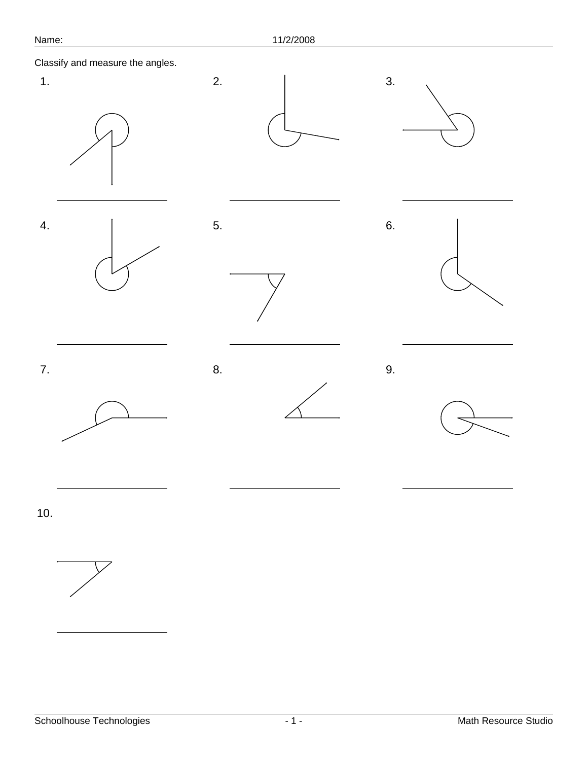Name:

11/2/2008

Classify and measure the angles.

1. \_\_\_\_\_\_\_\_\_\_\_\_\_\_\_\_

2. \_\_\_\_\_\_\_\_\_\_\_\_\_\_\_\_

3. \_\_\_\_\_\_\_\_\_\_\_\_\_\_\_\_

4. \_\_\_\_\_\_\_\_\_\_\_\_\_\_\_\_

5. \_\_\_\_\_\_\_\_\_\_\_\_\_\_\_\_

6. \_\_\_\_\_\_\_\_\_\_\_\_\_\_\_\_

7. \_\_\_\_\_\_\_\_\_\_\_\_\_\_\_\_

8. \_\_\_\_\_\_\_\_\_\_\_\_\_\_\_\_

9. \_\_\_\_\_\_\_\_\_\_\_\_\_\_\_\_

10. \_\_\_\_\_\_\_\_\_\_\_\_\_\_\_\_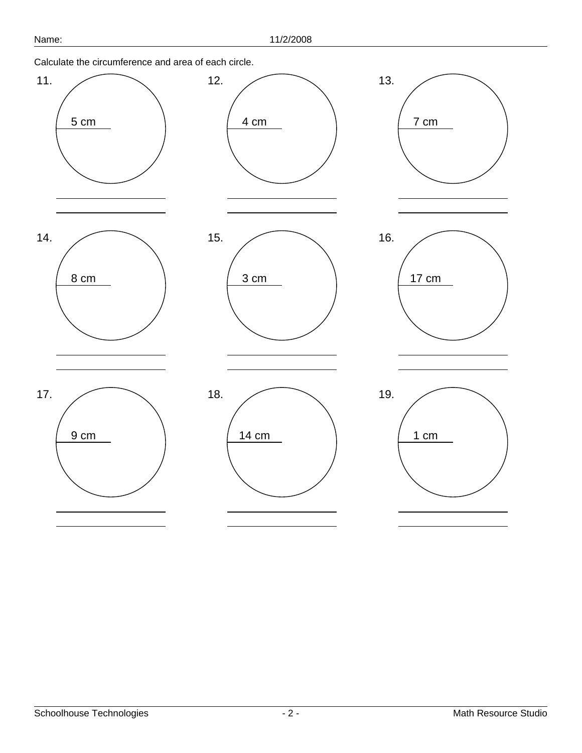Name: 11/2/2008

Calculate the circumference and area of each circle.

11. 5 cm

12. 4 cm

13. 7 cm

14. 8 cm

15. 3 cm

16. 17 cm

17. 9 cm

18. 14 cm

19. 1 cm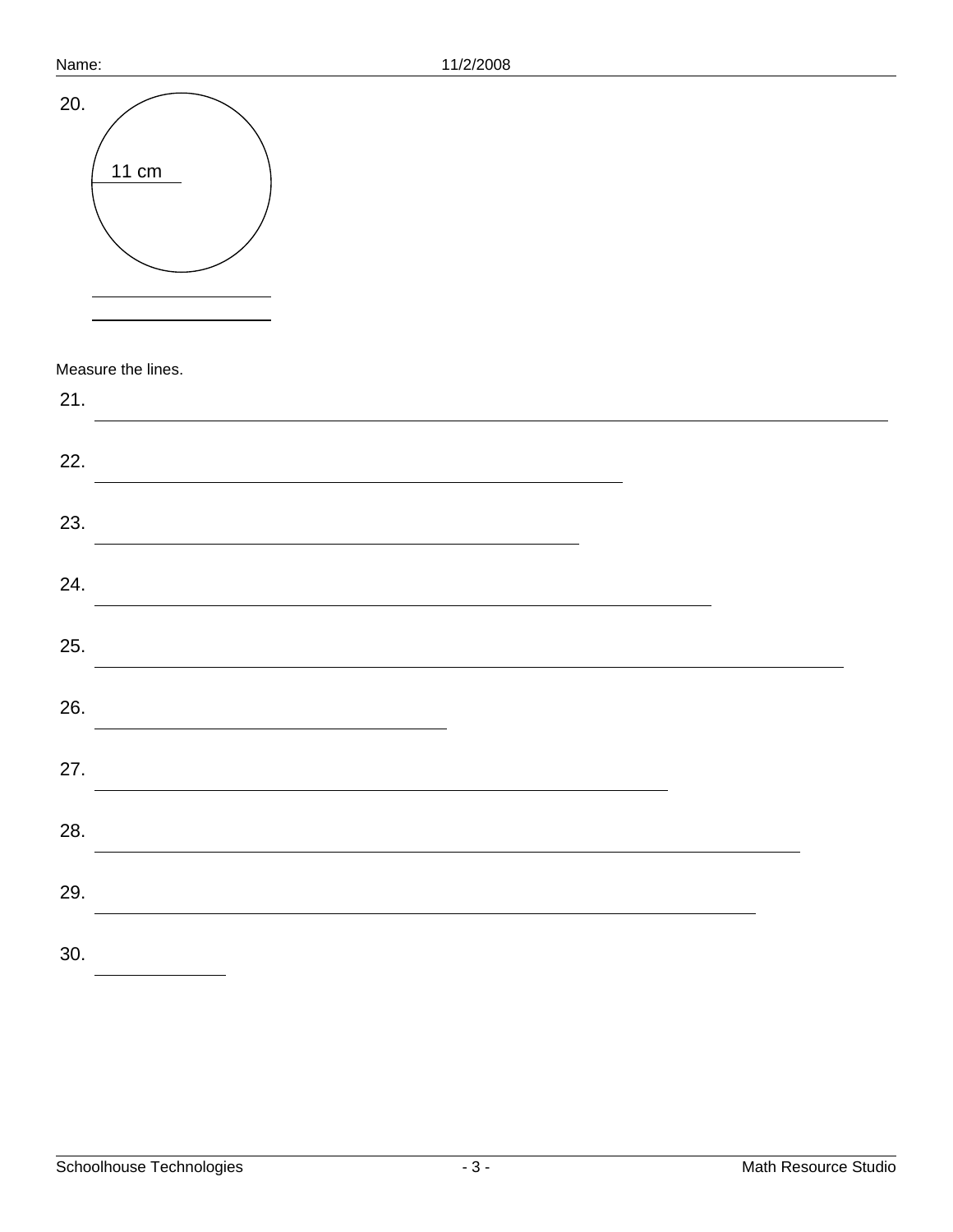20.

11 cm

______________

______________

Measure the lines.

21. ________________________________________________________________________________

22. ______________________________________________________

23. _________________________________________________

24. ______________________________________________________________

25. ____________________________________________________________________________

26. ___________________________________

27. __________________________________________________________

28. ________________________________________________________________________

29. ___________________________________________________________________

30. _____________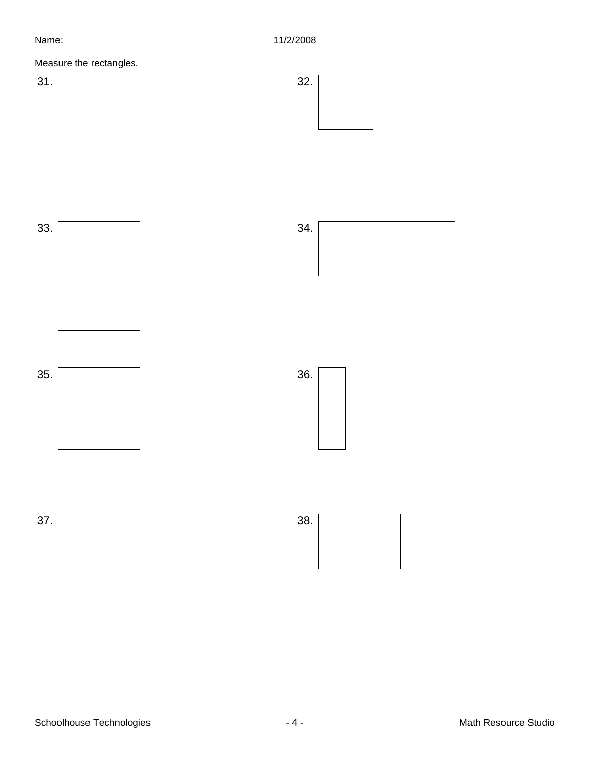Measure the rectangles.

31.

32.

33.

34.

35.

36.

37.

38.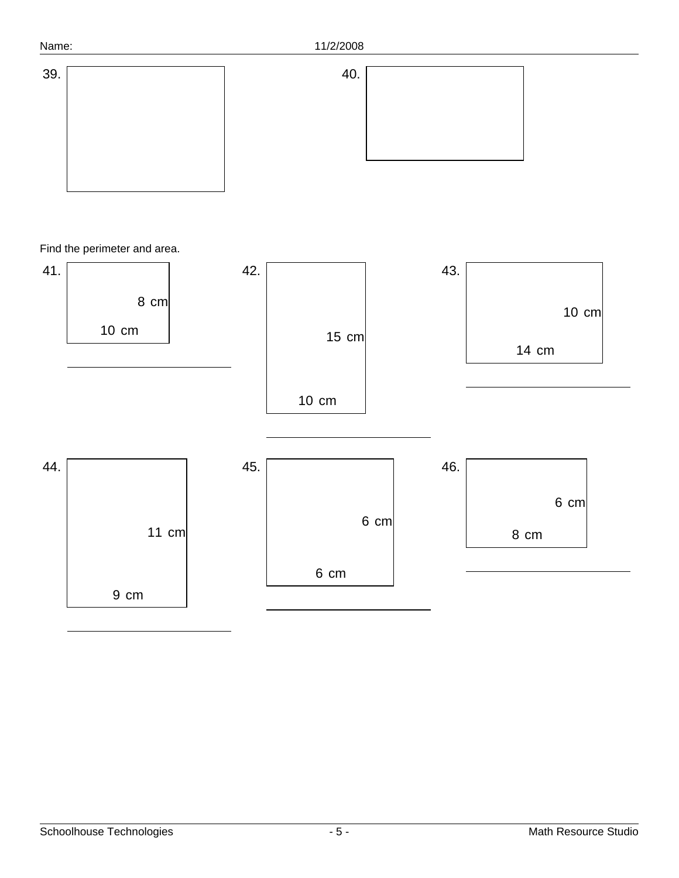39.

40.

Find the perimeter and area.

41. 8 cm, 10 cm

______________________

42. 15 cm, 10 cm

______________________

43. 10 cm, 14 cm

______________________

44. 11 cm, 9 cm

______________________

45. 6 cm, 6 cm

______________________

46. 6 cm, 8 cm

______________________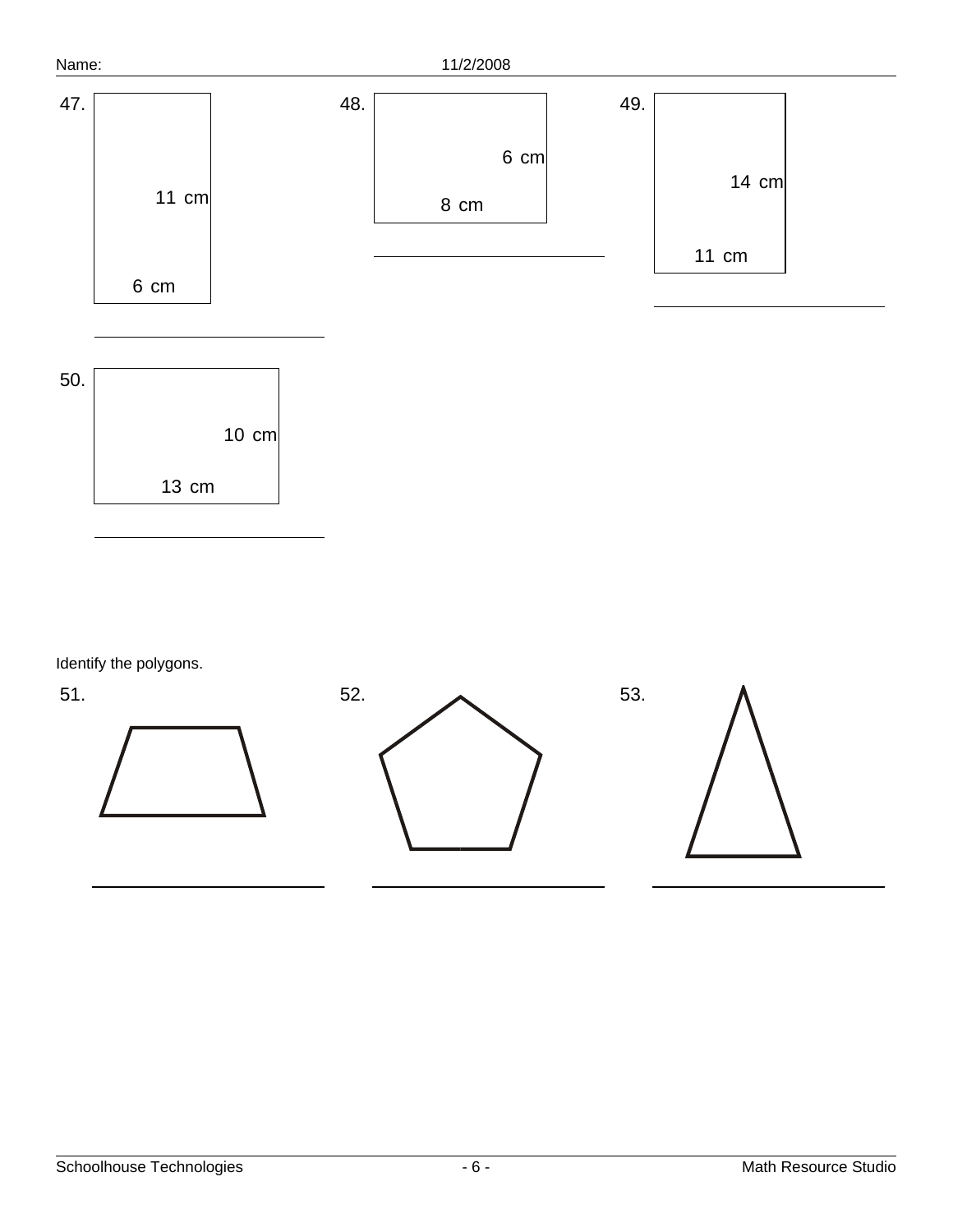47.

11 cm

6 cm

\_\_\_\_\_\_\_\_\_\_\_\_\_\_\_\_\_\_\_\_

48.

6 cm

8 cm

\_\_\_\_\_\_\_\_\_\_\_\_\_\_\_\_\_\_\_\_

49.

14 cm

11 cm

\_\_\_\_\_\_\_\_\_\_\_\_\_\_\_\_\_\_\_\_

50.

10 cm

13 cm

\_\_\_\_\_\_\_\_\_\_\_\_\_\_\_\_\_\_\_\_

Identify the polygons.

51.

\_\_\_\_\_\_\_\_\_\_\_\_\_\_\_\_\_\_\_\_

52.

\_\_\_\_\_\_\_\_\_\_\_\_\_\_\_\_\_\_\_\_

53.

\_\_\_\_\_\_\_\_\_\_\_\_\_\_\_\_\_\_\_\_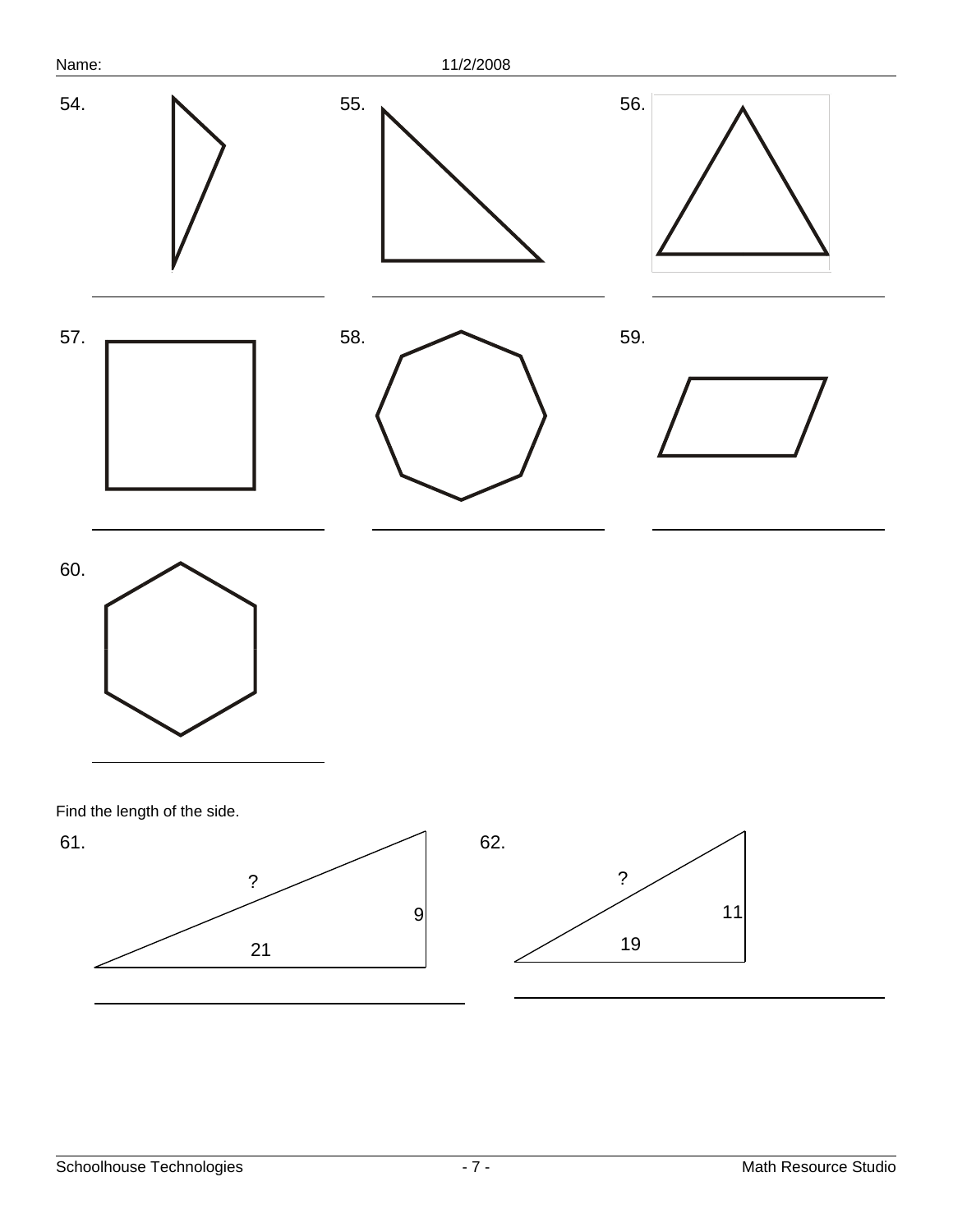54. \_\_\_\_\_\_\_\_\_\_\_\_\_\_\_\_\_\_\_\_

55. \_\_\_\_\_\_\_\_\_\_\_\_\_\_\_\_\_\_\_\_

56. \_\_\_\_\_\_\_\_\_\_\_\_\_\_\_\_\_\_\_\_

57. \_\_\_\_\_\_\_\_\_\_\_\_\_\_\_\_\_\_\_\_

58. \_\_\_\_\_\_\_\_\_\_\_\_\_\_\_\_\_\_\_\_

59. \_\_\_\_\_\_\_\_\_\_\_\_\_\_\_\_\_\_\_\_

60. \_\_\_\_\_\_\_\_\_\_\_\_\_\_\_\_\_\_\_\_

Find the length of the side.

61. ?, 9, 21

\_\_\_\_\_\_\_\_\_\_\_\_\_\_\_\_\_\_\_\_

62. ?, 11, 19

\_\_\_\_\_\_\_\_\_\_\_\_\_\_\_\_\_\_\_\_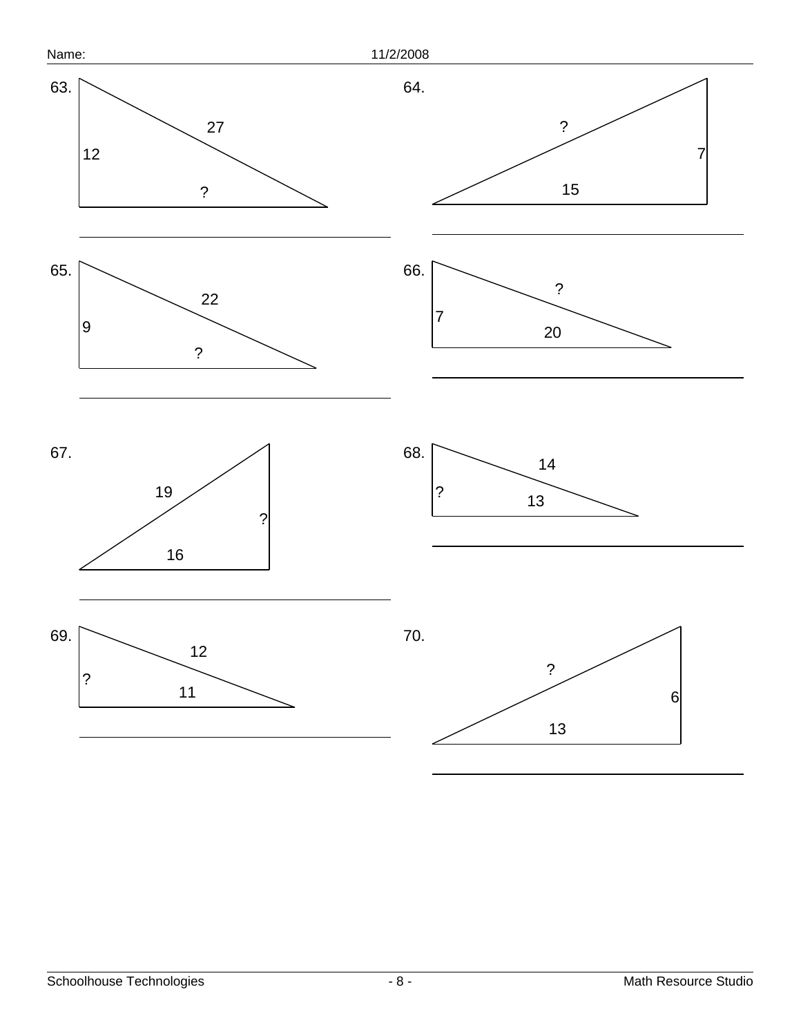Name:

63.

27

12

?

64.

?

7

15

65.

22

9

?

66.

?

7

20

67.

19

?

16

68.

14

?

13

69.

12

?

11

70.

?

6

13